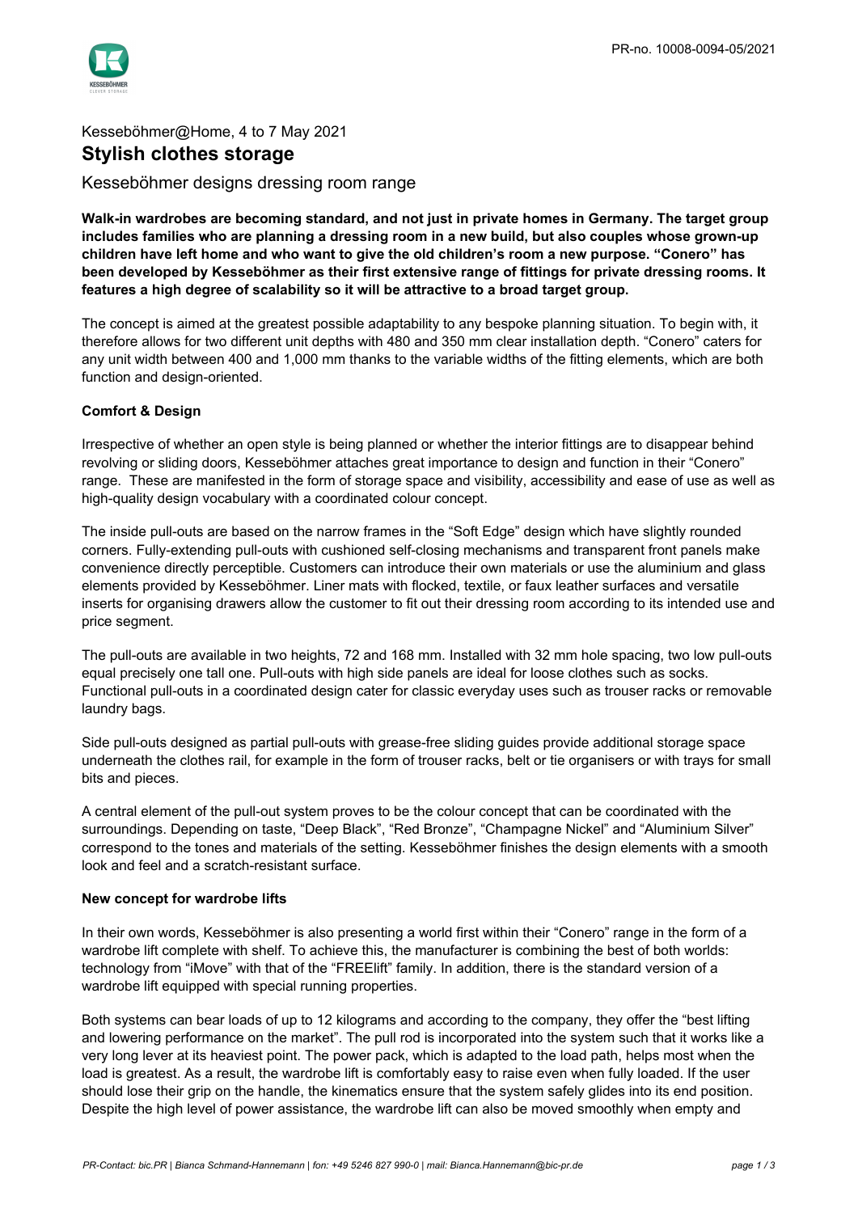PR-no. 10008-0094-05/2021

Kesseböhmer@Home, 4 to 7 May 2021

# Stylish clothes storage

Kesseböhmer designs dressing room range

**Walk-in wardrobes are becoming standard, and not just in private homes in Germany. The target group includes families who are planning a dressing room in a new build, but also couples whose grown-up children have left home and who want to give the old children's room a new purpose. "Conero" has been developed by Kesseböhmer as their first extensive range of fittings for private dressing rooms. It features a high degree of scalability so it will be attractive to a broad target group.**

The concept is aimed at the greatest possible adaptability to any bespoke planning situation. To begin with, it therefore allows for two different unit depths with 480 and 350 mm clear installation depth. "Conero" caters for any unit width between 400 and 1,000 mm thanks to the variable widths of the fitting elements, which are both function and design-oriented.

**Comfort & Design**

Irrespective of whether an open style is being planned or whether the interior fittings are to disappear behind revolving or sliding doors, Kesseböhmer attaches great importance to design and function in their "Conero" range. These are manifested in the form of storage space and visibility, accessibility and ease of use as well as high-quality design vocabulary with a coordinated colour concept.

The inside pull-outs are based on the narrow frames in the "Soft Edge" design which have slightly rounded corners. Fully-extending pull-outs with cushioned self-closing mechanisms and transparent front panels make convenience directly perceptible. Customers can introduce their own materials or use the aluminium and glass elements provided by Kesseböhmer. Liner mats with flocked, textile, or faux leather surfaces and versatile inserts for organising drawers allow the customer to fit out their dressing room according to its intended use and price segment.

The pull-outs are available in two heights, 72 and 168 mm. Installed with 32 mm hole spacing, two low pull-outs equal precisely one tall one. Pull-outs with high side panels are ideal for loose clothes such as socks. Functional pull-outs in a coordinated design cater for classic everyday uses such as trouser racks or removable laundry bags.

Side pull-outs designed as partial pull-outs with grease-free sliding guides provide additional storage space underneath the clothes rail, for example in the form of trouser racks, belt or tie organisers or with trays for small bits and pieces.

A central element of the pull-out system proves to be the colour concept that can be coordinated with the surroundings. Depending on taste, "Deep Black", "Red Bronze", "Champagne Nickel" and "Aluminium Silver" correspond to the tones and materials of the setting. Kesseböhmer finishes the design elements with a smooth look and feel and a scratch-resistant surface.

**New concept for wardrobe lifts**

In their own words, Kesseböhmer is also presenting a world first within their "Conero" range in the form of a wardrobe lift complete with shelf. To achieve this, the manufacturer is combining the best of both worlds: technology from "iMove" with that of the "FREElift" family. In addition, there is the standard version of a wardrobe lift equipped with special running properties.

Both systems can bear loads of up to 12 kilograms and according to the company, they offer the "best lifting and lowering performance on the market". The pull rod is incorporated into the system such that it works like a very long lever at its heaviest point. The power pack, which is adapted to the load path, helps most when the load is greatest. As a result, the wardrobe lift is comfortably easy to raise even when fully loaded. If the user should lose their grip on the handle, the kinematics ensure that the system safely glides into its end position. Despite the high level of power assistance, the wardrobe lift can also be moved smoothly when empty and

*PR-Contact: bic.PR | Bianca Schmand-Hannemann | fon: +49 5246 827 990-0 | mail: Bianca.Hannemann@bic-pr.de*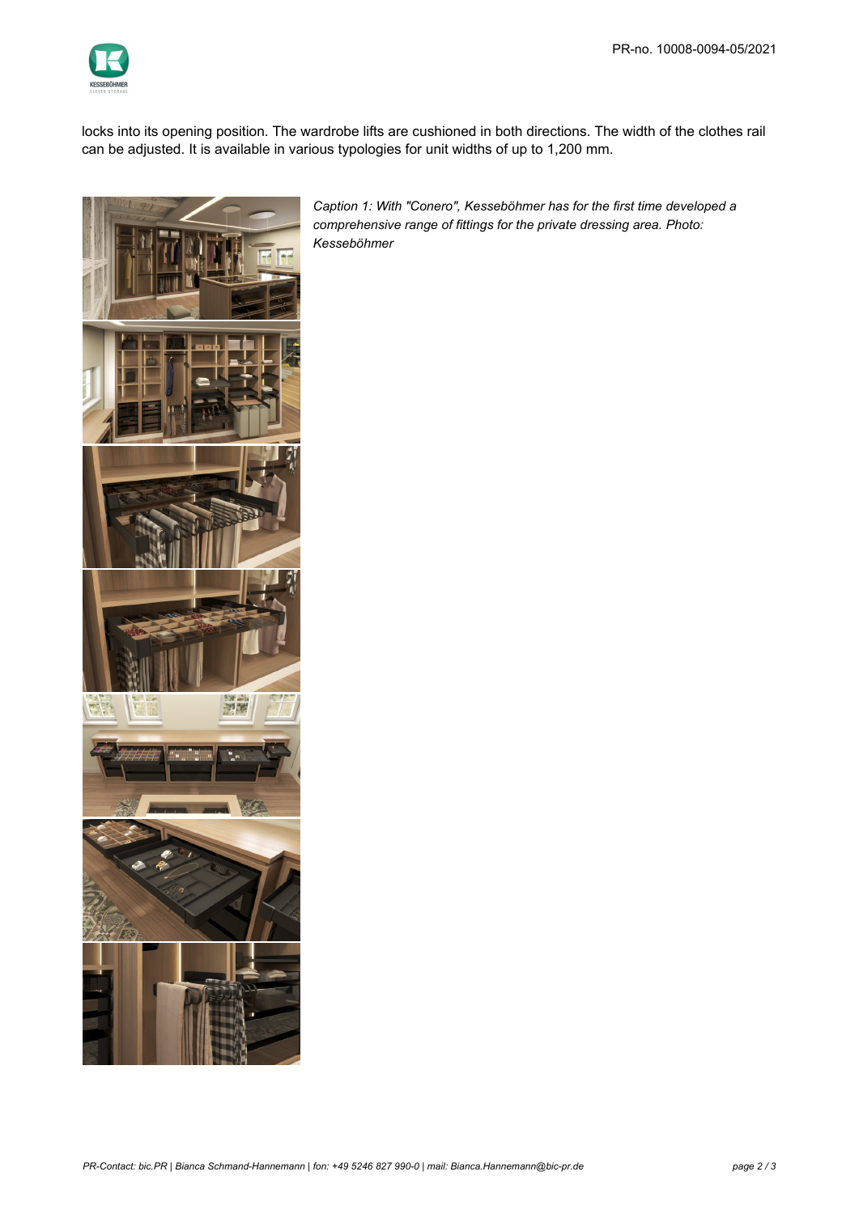locks into its opening position. The wardrobe lifts are cushioned in both directions. The width of the clothes rail can be adjusted. It is available in various typologies for unit widths of up to 1,200 mm.

*Caption 1: With "Conero", Kesseböhmer has for the first time developed a comprehensive range of fittings for the private dressing area. Photo: Kesseböhmer*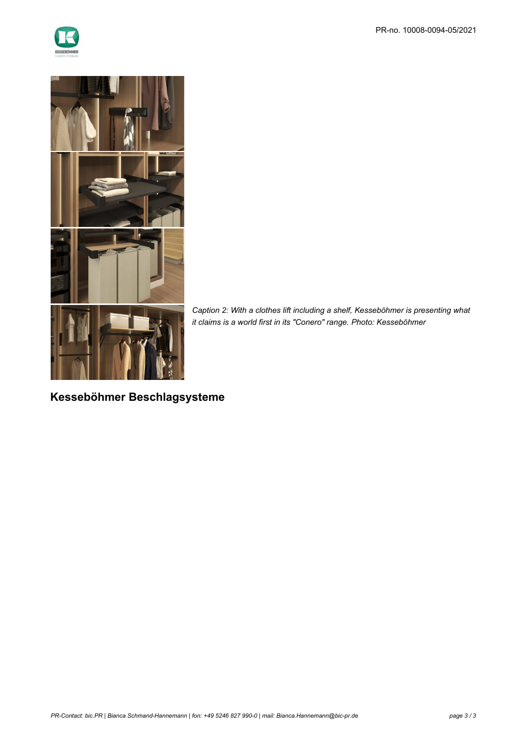*Caption 2: With a clothes lift including a shelf, Kesseböhmer is presenting what it claims is a world first in its "Conero" range. Photo: Kesseböhmer*

## Kesseböhmer Beschlagsysteme